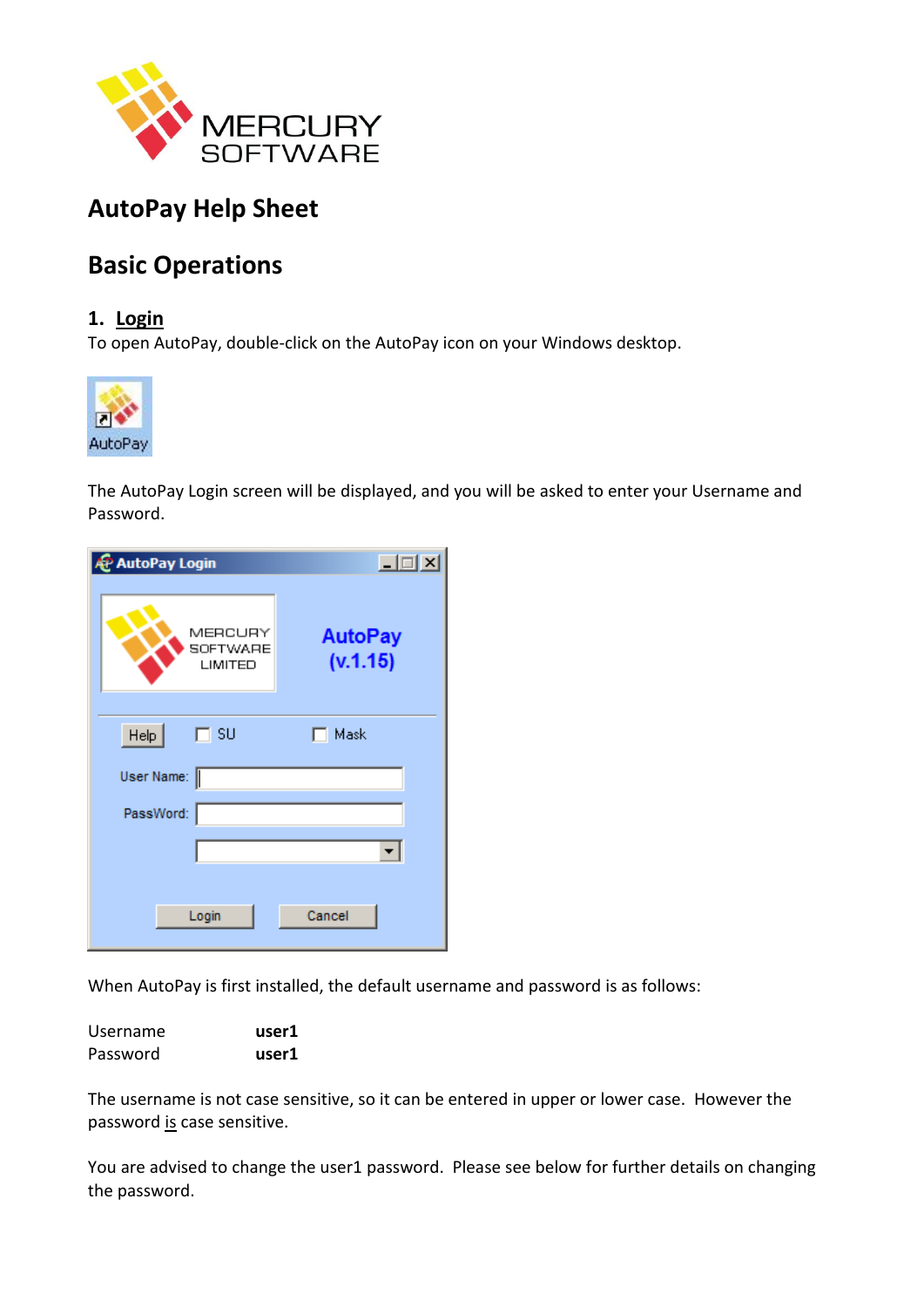# AutoPay Help Sheet

## Basic Operations

### 1. Login

To open AutoPay, double-click on the AutoPay icon on your Windows desktop.

The AutoPay Login screen will be displayed, and you will be asked to enter your Username and Password.

When AutoPay is first installed, the default username and password is as follows:

| | |
|---|---|
| Username | **user1** |
| Password | **user1** |

The username is not case sensitive, so it can be entered in upper or lower case. However the password is case sensitive.

You are advised to change the user1 password. Please see below for further details on changing the password.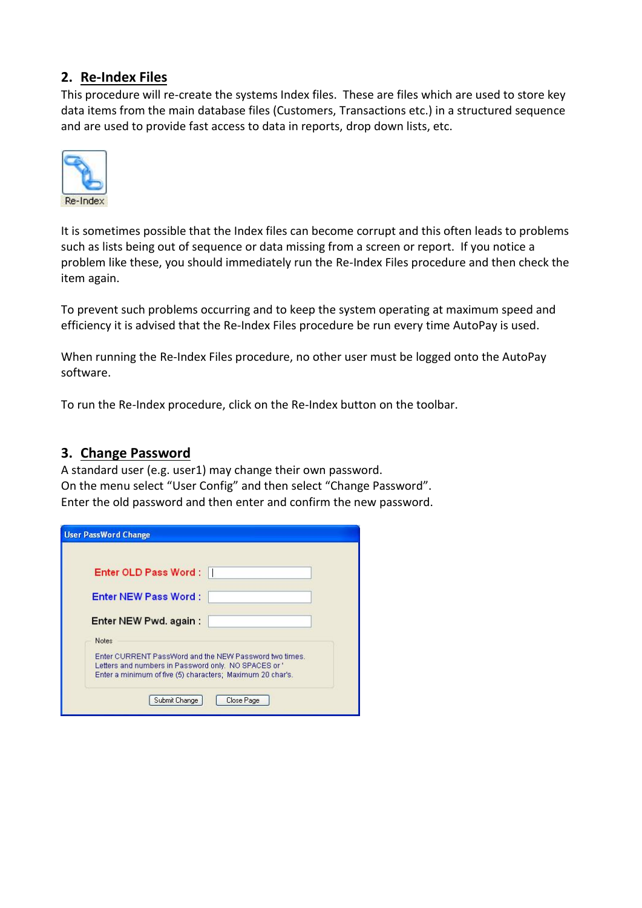## 2. Re-Index Files

This procedure will re-create the systems Index files. These are files which are used to store key data items from the main database files (Customers, Transactions etc.) in a structured sequence and are used to provide fast access to data in reports, drop down lists, etc.

Re-Index

It is sometimes possible that the Index files can become corrupt and this often leads to problems such as lists being out of sequence or data missing from a screen or report. If you notice a problem like these, you should immediately run the Re-Index Files procedure and then check the item again.

To prevent such problems occurring and to keep the system operating at maximum speed and efficiency it is advised that the Re-Index Files procedure be run every time AutoPay is used.

When running the Re-Index Files procedure, no other user must be logged onto the AutoPay software.

To run the Re-Index procedure, click on the Re-Index button on the toolbar.

## 3. Change Password

A standard user (e.g. user1) may change their own password.
On the menu select “User Config” and then select “Change Password”.
Enter the old password and then enter and confirm the new password.

User PassWord Change

Enter OLD Pass Word :

Enter NEW Pass Word :

Enter NEW Pwd. again :

Notes

Enter CURRENT PassWord and the NEW Password two times.
Letters and numbers in Password only. NO SPACES or '
Enter a minimum of five (5) characters; Maximum 20 char's.

Submit Change | Close Page